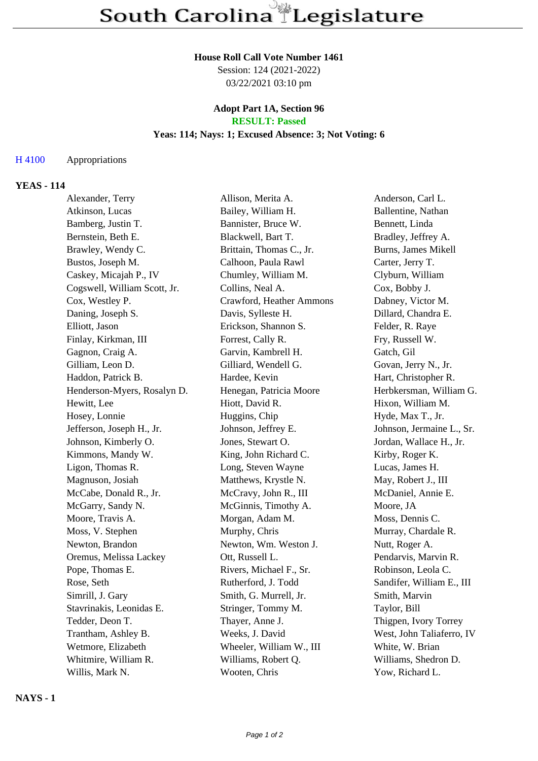# House Roll Call Vote Number 1461

Session: 124 (2021-2022)
03/22/2021 03:10 pm

### Adopt Part 1A, Section 96

**RESULT: Passed**

**Yeas: 114; Nays: 1; Excused Absence: 3; Not Voting: 6**

H 4100 Appropriations

## YEAS - 114

| | | |
|---|---|---|
| Alexander, Terry | Allison, Merita A. | Anderson, Carl L. |
| Atkinson, Lucas | Bailey, William H. | Ballentine, Nathan |
| Bamberg, Justin T. | Bannister, Bruce W. | Bennett, Linda |
| Bernstein, Beth E. | Blackwell, Bart T. | Bradley, Jeffrey A. |
| Brawley, Wendy C. | Brittain, Thomas C., Jr. | Burns, James Mikell |
| Bustos, Joseph M. | Calhoon, Paula Rawl | Carter, Jerry T. |
| Caskey, Micajah P., IV | Chumley, William M. | Clyburn, William |
| Cogswell, William Scott, Jr. | Collins, Neal A. | Cox, Bobby J. |
| Cox, Westley P. | Crawford, Heather Ammons | Dabney, Victor M. |
| Daning, Joseph S. | Davis, Sylleste H. | Dillard, Chandra E. |
| Elliott, Jason | Erickson, Shannon S. | Felder, R. Raye |
| Finlay, Kirkman, III | Forrest, Cally R. | Fry, Russell W. |
| Gagnon, Craig A. | Garvin, Kambrell H. | Gatch, Gil |
| Gilliam, Leon D. | Gilliard, Wendell G. | Govan, Jerry N., Jr. |
| Haddon, Patrick B. | Hardee, Kevin | Hart, Christopher R. |
| Henderson-Myers, Rosalyn D. | Henegan, Patricia Moore | Herbkersman, William G. |
| Hewitt, Lee | Hiott, David R. | Hixon, William M. |
| Hosey, Lonnie | Huggins, Chip | Hyde, Max T., Jr. |
| Jefferson, Joseph H., Jr. | Johnson, Jeffrey E. | Johnson, Jermaine L., Sr. |
| Johnson, Kimberly O. | Jones, Stewart O. | Jordan, Wallace H., Jr. |
| Kimmons, Mandy W. | King, John Richard C. | Kirby, Roger K. |
| Ligon, Thomas R. | Long, Steven Wayne | Lucas, James H. |
| Magnuson, Josiah | Matthews, Krystle N. | May, Robert J., III |
| McCabe, Donald R., Jr. | McCravy, John R., III | McDaniel, Annie E. |
| McGarry, Sandy N. | McGinnis, Timothy A. | Moore, JA |
| Moore, Travis A. | Morgan, Adam M. | Moss, Dennis C. |
| Moss, V. Stephen | Murphy, Chris | Murray, Chardale R. |
| Newton, Brandon | Newton, Wm. Weston J. | Nutt, Roger A. |
| Oremus, Melissa Lackey | Ott, Russell L. | Pendarvis, Marvin R. |
| Pope, Thomas E. | Rivers, Michael F., Sr. | Robinson, Leola C. |
| Rose, Seth | Rutherford, J. Todd | Sandifer, William E., III |
| Simrill, J. Gary | Smith, G. Murrell, Jr. | Smith, Marvin |
| Stavrinakis, Leonidas E. | Stringer, Tommy M. | Taylor, Bill |
| Tedder, Deon T. | Thayer, Anne J. | Thigpen, Ivory Torrey |
| Trantham, Ashley B. | Weeks, J. David | West, John Taliaferro, IV |
| Wetmore, Elizabeth | Wheeler, William W., III | White, W. Brian |
| Whitmire, William R. | Williams, Robert Q. | Williams, Shedron D. |
| Willis, Mark N. | Wooten, Chris | Yow, Richard L. |

## NAYS - 1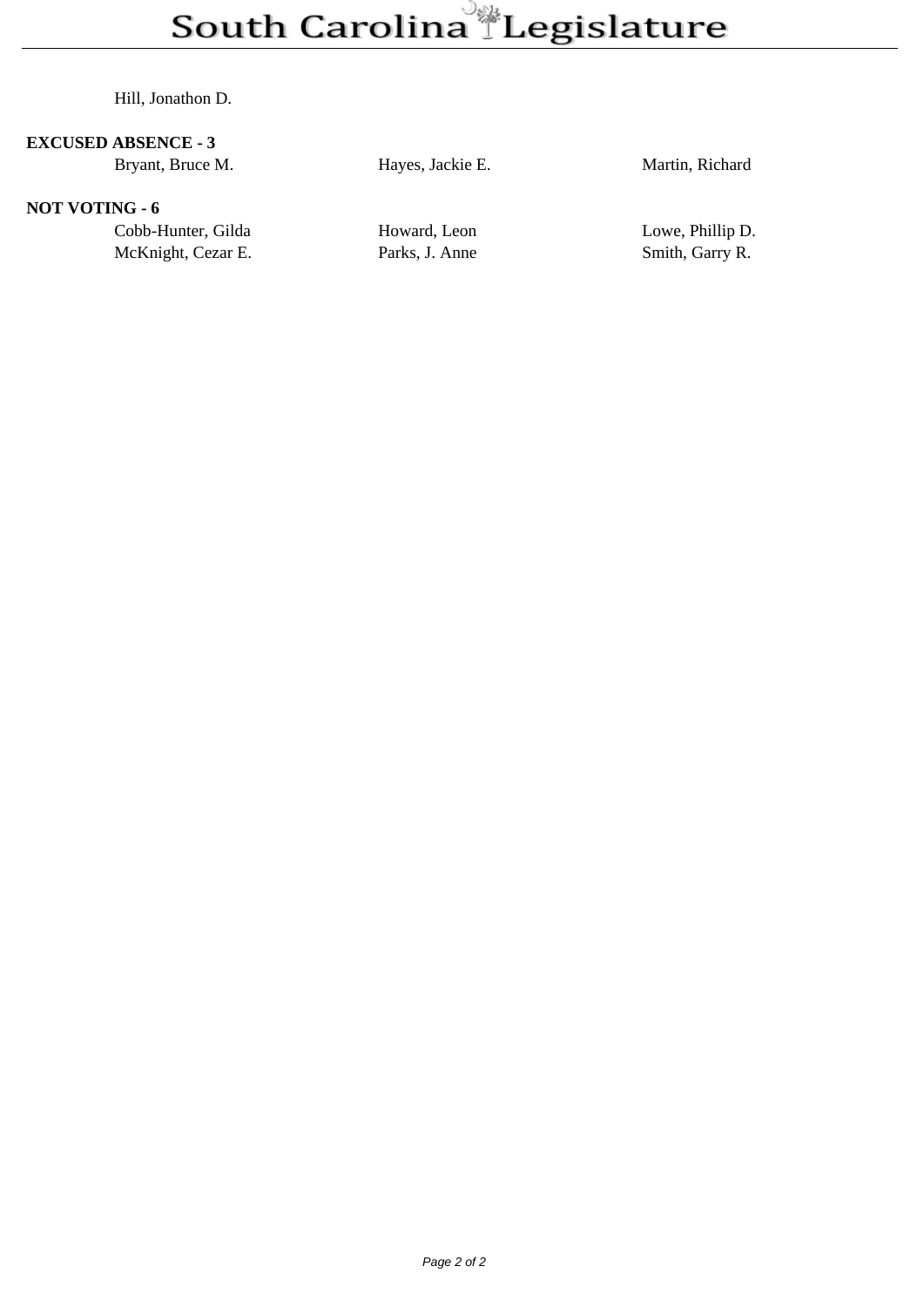Hill, Jonathon D.

**EXCUSED ABSENCE - 3**

| | | |
|---|---|---|
| Bryant, Bruce M. | Hayes, Jackie E. | Martin, Richard |

**NOT VOTING - 6**

| | | |
|---|---|---|
| Cobb-Hunter, Gilda | Howard, Leon | Lowe, Phillip D. |
| McKnight, Cezar E. | Parks, J. Anne | Smith, Garry R. |